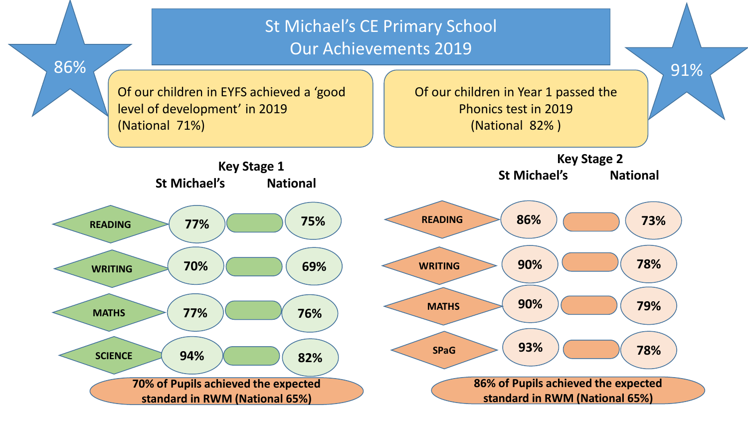# St Michael's CE Primary School
## Our Achievements 2019

**86%** Of our children in EYFS achieved a 'good level of development' in 2019 (National 71%)

**91%** Of our children in Year 1 passed the Phonics test in 2019 (National 82% )

### Key Stage 1

| | St Michael's | National |
|---|---|---|
| READING | 77% | 75% |
| WRITING | 70% | 69% |
| MATHS | 77% | 76% |
| SCIENCE | 94% | 82% |

**70% of Pupils achieved the expected standard in RWM (National 65%)**

### Key Stage 2

| | St Michael's | National |
|---|---|---|
| READING | 86% | 73% |
| WRITING | 90% | 78% |
| MATHS | 90% | 79% |
| SPaG | 93% | 78% |

**86% of Pupils achieved the expected standard in RWM (National 65%)**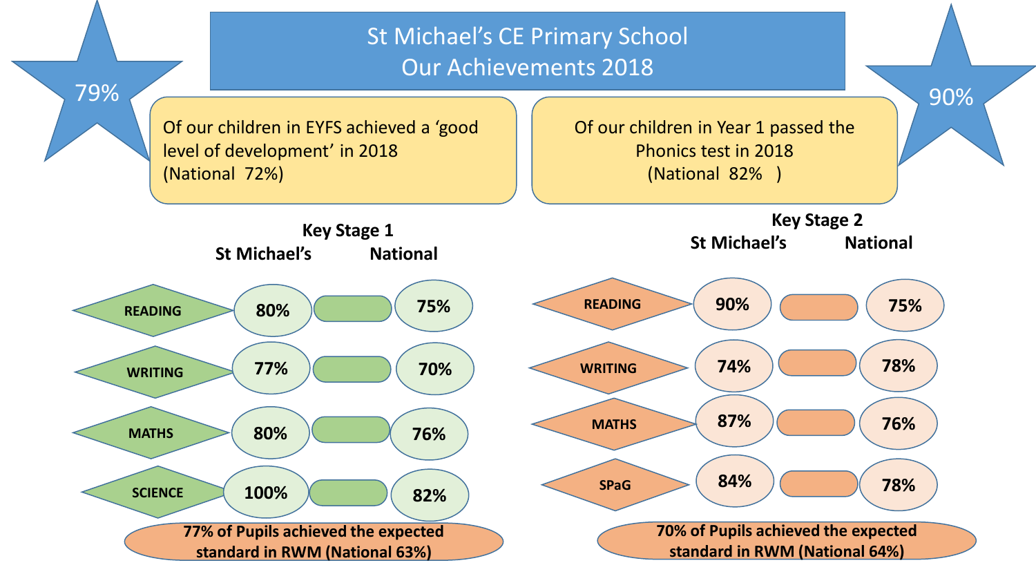# St Michael's CE Primary School
## Our Achievements 2018

**79%** Of our children in EYFS achieved a 'good level of development' in 2018 (National 72%)

**90%** Of our children in Year 1 passed the Phonics test in 2018 (National 82% )

### Key Stage 1

| | St Michael's | National |
|---|---|---|
| READING | 80% | 75% |
| WRITING | 77% | 70% |
| MATHS | 80% | 76% |
| SCIENCE | 100% | 82% |

**77% of Pupils achieved the expected standard in RWM (National 63%)**

### Key Stage 2

| | St Michael's | National |
|---|---|---|
| READING | 90% | 75% |
| WRITING | 74% | 78% |
| MATHS | 87% | 76% |
| SPaG | 84% | 78% |

**70% of Pupils achieved the expected standard in RWM (National 64%)**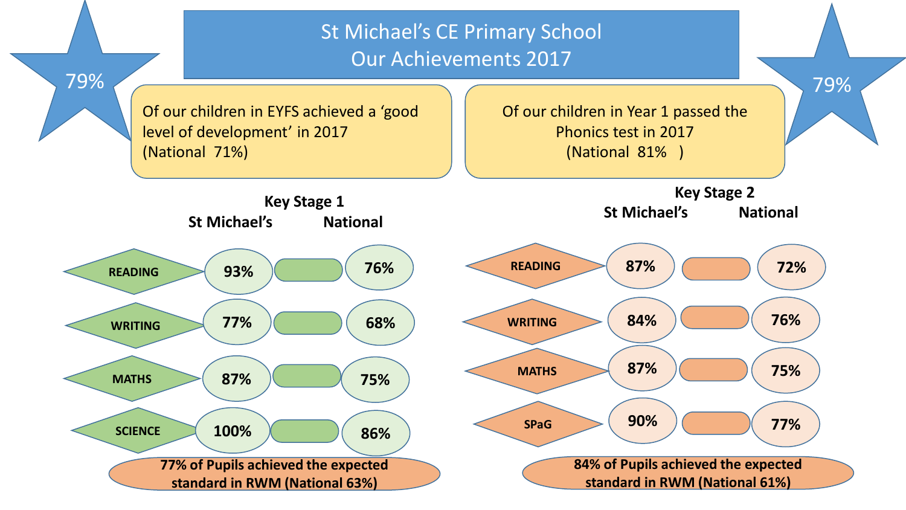# St Michael's CE Primary School
# Our Achievements 2017

**79%** Of our children in EYFS achieved a 'good level of development' in 2017 (National 71%)

**79%** Of our children in Year 1 passed the Phonics test in 2017 (National 81% )

## Key Stage 1

| | St Michael's | National |
|---|---|---|
| READING | 93% | 76% |
| WRITING | 77% | 68% |
| MATHS | 87% | 75% |
| SCIENCE | 100% | 86% |

**77% of Pupils achieved the expected standard in RWM (National 63%)**

## Key Stage 2

| | St Michael's | National |
|---|---|---|
| READING | 87% | 72% |
| WRITING | 84% | 76% |
| MATHS | 87% | 75% |
| SPaG | 90% | 77% |

**84% of Pupils achieved the expected standard in RWM (National 61%)**